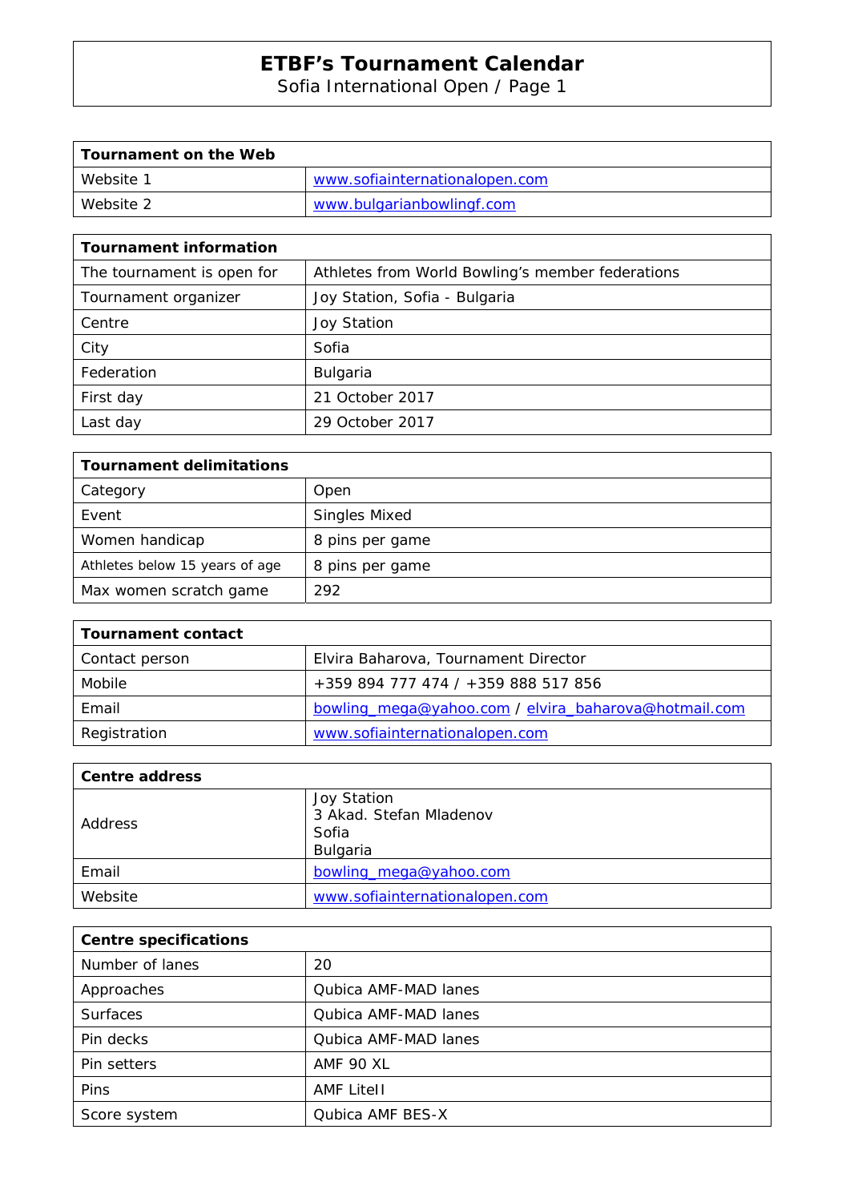# ETBF's Tournament Calendar

Sofia International Open / Page 1

| Tournament on the Web | |
|---|---|
| Website 1 | www.sofiainternationalopen.com |
| Website 2 | www.bulgarianbowlingf.com |

| Tournament information | |
|---|---|
| The tournament is open for | Athletes from World Bowling's member federations |
| Tournament organizer | Joy Station, Sofia - Bulgaria |
| Centre | Joy Station |
| City | Sofia |
| Federation | Bulgaria |
| First day | 21 October 2017 |
| Last day | 29 October 2017 |

| Tournament delimitations | |
|---|---|
| Category | Open |
| Event | Singles Mixed |
| Women handicap | 8 pins per game |
| Athletes below 15 years of age | 8 pins per game |
| Max women scratch game | 292 |

| Tournament contact | |
|---|---|
| Contact person | Elvira Baharova, Tournament Director |
| Mobile | +359 894 777 474 / +359 888 517 856 |
| Email | bowling_mega@yahoo.com / elvira_baharova@hotmail.com |
| Registration | www.sofiainternationalopen.com |

| Centre address | |
|---|---|
| Address | Joy Station<br>3 Akad. Stefan Mladenov<br>Sofia<br>Bulgaria |
| Email | bowling_mega@yahoo.com |
| Website | www.sofiainternationalopen.com |

| Centre specifications | |
|---|---|
| Number of lanes | 20 |
| Approaches | Qubica AMF-MAD lanes |
| Surfaces | Qubica AMF-MAD lanes |
| Pin decks | Qubica AMF-MAD lanes |
| Pin setters | AMF 90 XL |
| Pins | AMF LiteII |
| Score system | Qubica AMF BES-X |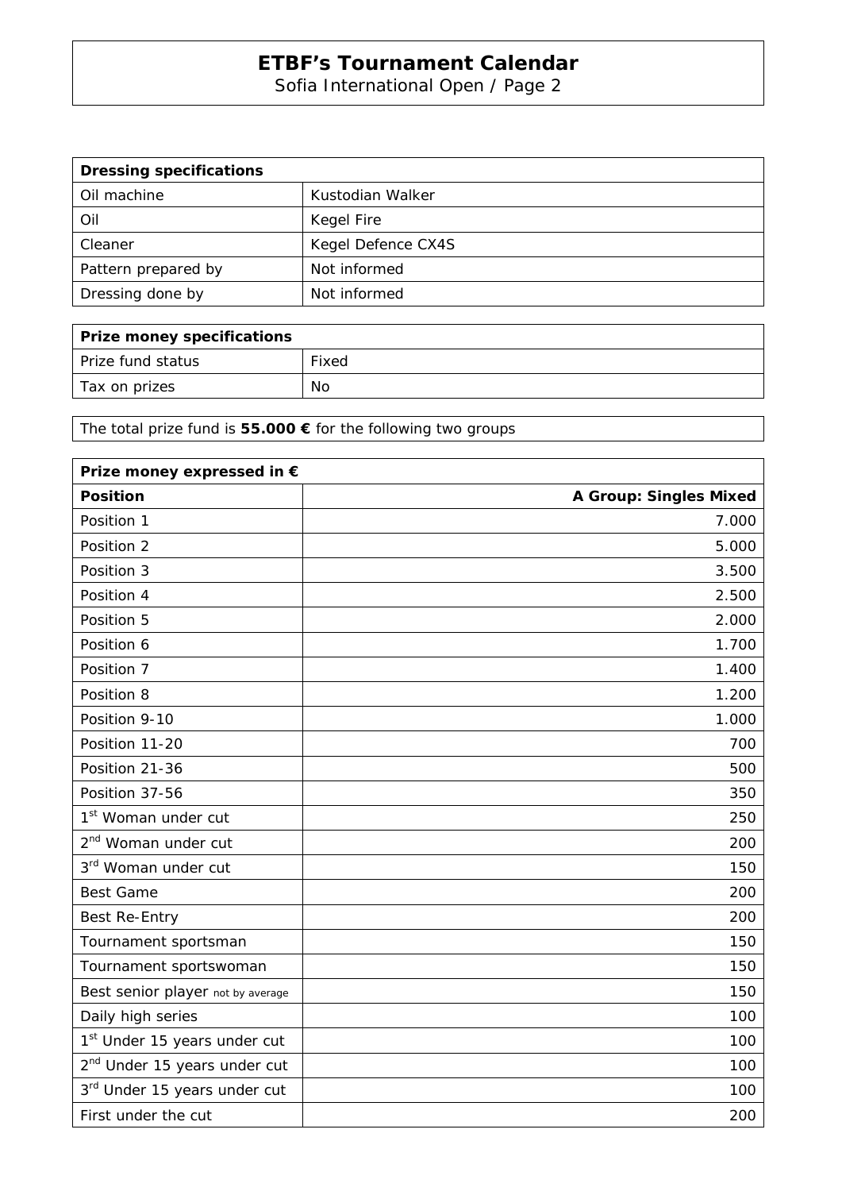# ETBF's Tournament Calendar

Sofia International Open / Page 2

| Dressing specifications | |
|---|---|
| Oil machine | Kustodian Walker |
| Oil | Kegel Fire |
| Cleaner | Kegel Defence CX4S |
| Pattern prepared by | Not informed |
| Dressing done by | Not informed |

| Prize money specifications | |
|---|---|
| Prize fund status | Fixed |
| Tax on prizes | No |

The total prize fund is **55.000 €** for the following two groups

| Prize money expressed in € | |
|---|---:|
| **Position** | **A Group: Singles Mixed** |
| Position 1 | 7.000 |
| Position 2 | 5.000 |
| Position 3 | 3.500 |
| Position 4 | 2.500 |
| Position 5 | 2.000 |
| Position 6 | 1.700 |
| Position 7 | 1.400 |
| Position 8 | 1.200 |
| Position 9-10 | 1.000 |
| Position 11-20 | 700 |
| Position 21-36 | 500 |
| Position 37-56 | 350 |
| 1st Woman under cut | 250 |
| 2nd Woman under cut | 200 |
| 3rd Woman under cut | 150 |
| Best Game | 200 |
| Best Re-Entry | 200 |
| Tournament sportsman | 150 |
| Tournament sportswoman | 150 |
| Best senior player not by average | 150 |
| Daily high series | 100 |
| 1st Under 15 years under cut | 100 |
| 2nd Under 15 years under cut | 100 |
| 3rd Under 15 years under cut | 100 |
| First under the cut | 200 |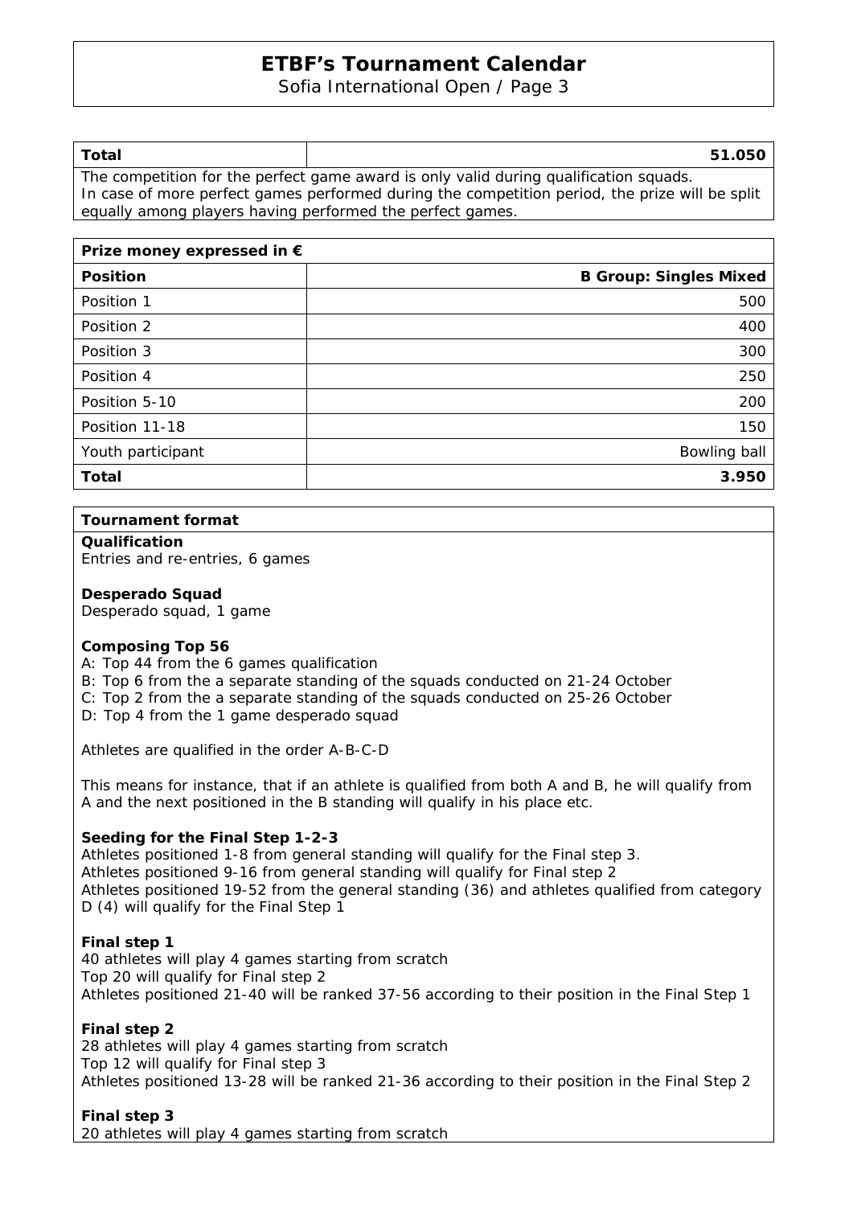| Total | 51.050 |
|---|---|

The competition for the perfect game award is only valid during qualification squads.
In case of more perfect games performed during the competition period, the prize will be split equally among players having performed the perfect games.

| Prize money expressed in € | |
|---|---|
| **Position** | **B Group: Singles Mixed** |
| Position 1 | 500 |
| Position 2 | 400 |
| Position 3 | 300 |
| Position 4 | 250 |
| Position 5-10 | 200 |
| Position 11-18 | 150 |
| Youth participant | Bowling ball |
| **Total** | **3.950** |

## Tournament format

**Qualification**
Entries and re-entries, 6 games

**Desperado Squad**
Desperado squad, 1 game

**Composing Top 56**
A: Top 44 from the 6 games qualification
B: Top 6 from the a separate standing of the squads conducted on 21-24 October
C: Top 2 from the a separate standing of the squads conducted on 25-26 October
D: Top 4 from the 1 game desperado squad

Athletes are qualified in the order A-B-C-D

This means for instance, that if an athlete is qualified from both A and B, he will qualify from A and the next positioned in the B standing will qualify in his place etc.

**Seeding for the Final Step 1-2-3**
Athletes positioned 1-8 from general standing will qualify for the Final step 3.
Athletes positioned 9-16 from general standing will qualify for Final step 2
Athletes positioned 19-52 from the general standing (36) and athletes qualified from category D (4) will qualify for the Final Step 1

**Final step 1**
40 athletes will play 4 games starting from scratch
Top 20 will qualify for Final step 2
Athletes positioned 21-40 will be ranked 37-56 according to their position in the Final Step 1

**Final step 2**
28 athletes will play 4 games starting from scratch
Top 12 will qualify for Final step 3
Athletes positioned 13-28 will be ranked 21-36 according to their position in the Final Step 2

**Final step 3**
20 athletes will play 4 games starting from scratch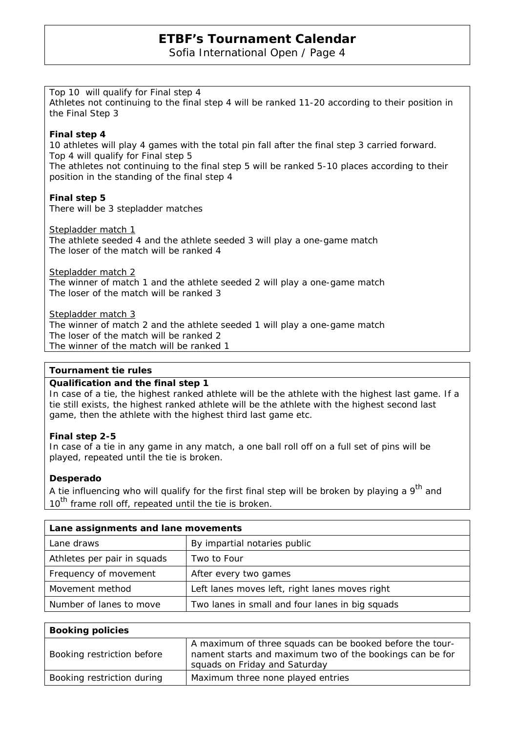Top 10 will qualify for Final step 4
Athletes not continuing to the final step 4 will be ranked 11-20 according to their position in the Final Step 3

**Final step 4**
10 athletes will play 4 games with the total pin fall after the final step 3 carried forward.
Top 4 will qualify for Final step 5
The athletes not continuing to the final step 5 will be ranked 5-10 places according to their position in the standing of the final step 4

**Final step 5**
There will be 3 stepladder matches

Stepladder match 1
The athlete seeded 4 and the athlete seeded 3 will play a one-game match
The loser of the match will be ranked 4

Stepladder match 2
The winner of match 1 and the athlete seeded 2 will play a one-game match
The loser of the match will be ranked 3

Stepladder match 3
The winner of match 2 and the athlete seeded 1 will play a one-game match
The loser of the match will be ranked 2
The winner of the match will be ranked 1

**Tournament tie rules**

**Qualification and the final step 1**
In case of a tie, the highest ranked athlete will be the athlete with the highest last game. If a tie still exists, the highest ranked athlete will be the athlete with the highest second last game, then the athlete with the highest third last game etc.

**Final step 2-5**
In case of a tie in any game in any match, a one ball roll off on a full set of pins will be played, repeated until the tie is broken.

**Desperado**
A tie influencing who will qualify for the first final step will be broken by playing a 9th and 10th frame roll off, repeated until the tie is broken.

| Lane assignments and lane movements | |
|---|---|
| Lane draws | By impartial notaries public |
| Athletes per pair in squads | Two to Four |
| Frequency of movement | After every two games |
| Movement method | Left lanes moves left, right lanes moves right |
| Number of lanes to move | Two lanes in small and four lanes in big squads |

| Booking policies | |
|---|---|
| Booking restriction before | A maximum of three squads can be booked before the tournament starts and maximum two of the bookings can be for squads on Friday and Saturday |
| Booking restriction during | Maximum three none played entries |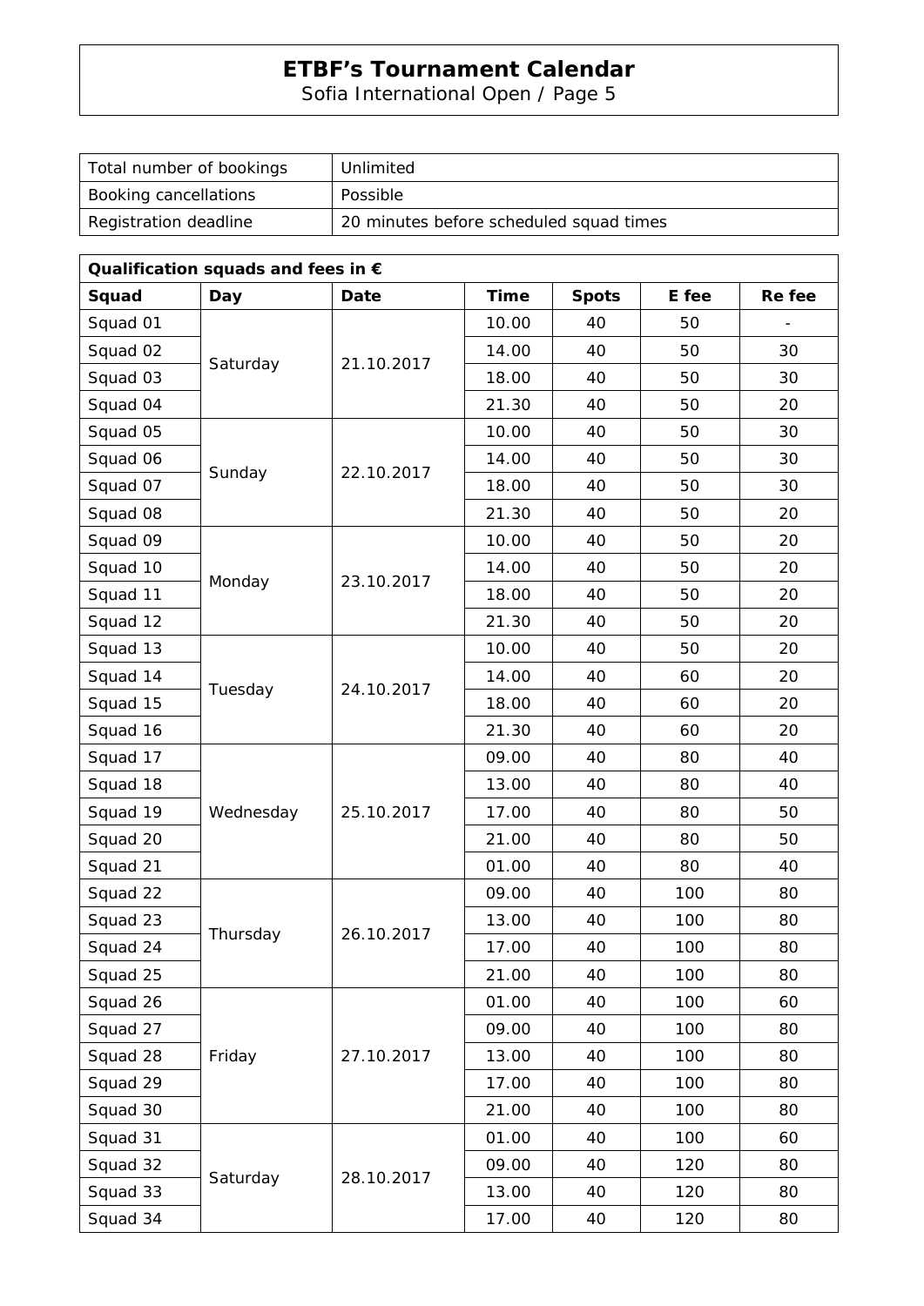| Total number of bookings | Unlimited |
| --- | --- |
| Booking cancellations | Possible |
| Registration deadline | 20 minutes before scheduled squad times |

**Qualification squads and fees in €**

| Squad | Day | Date | Time | Spots | E fee | Re fee |
| --- | --- | --- | --- | --- | --- | --- |
| Squad 01 | Saturday | 21.10.2017 | 10.00 | 40 | 50 | - |
| Squad 02 | | | 14.00 | 40 | 50 | 30 |
| Squad 03 | | | 18.00 | 40 | 50 | 30 |
| Squad 04 | | | 21.30 | 40 | 50 | 20 |
| Squad 05 | Sunday | 22.10.2017 | 10.00 | 40 | 50 | 30 |
| Squad 06 | | | 14.00 | 40 | 50 | 30 |
| Squad 07 | | | 18.00 | 40 | 50 | 30 |
| Squad 08 | | | 21.30 | 40 | 50 | 20 |
| Squad 09 | Monday | 23.10.2017 | 10.00 | 40 | 50 | 20 |
| Squad 10 | | | 14.00 | 40 | 50 | 20 |
| Squad 11 | | | 18.00 | 40 | 50 | 20 |
| Squad 12 | | | 21.30 | 40 | 50 | 20 |
| Squad 13 | Tuesday | 24.10.2017 | 10.00 | 40 | 50 | 20 |
| Squad 14 | | | 14.00 | 40 | 60 | 20 |
| Squad 15 | | | 18.00 | 40 | 60 | 20 |
| Squad 16 | | | 21.30 | 40 | 60 | 20 |
| Squad 17 | Wednesday | 25.10.2017 | 09.00 | 40 | 80 | 40 |
| Squad 18 | | | 13.00 | 40 | 80 | 40 |
| Squad 19 | | | 17.00 | 40 | 80 | 50 |
| Squad 20 | | | 21.00 | 40 | 80 | 50 |
| Squad 21 | | | 01.00 | 40 | 80 | 40 |
| Squad 22 | Thursday | 26.10.2017 | 09.00 | 40 | 100 | 80 |
| Squad 23 | | | 13.00 | 40 | 100 | 80 |
| Squad 24 | | | 17.00 | 40 | 100 | 80 |
| Squad 25 | | | 21.00 | 40 | 100 | 80 |
| Squad 26 | Friday | 27.10.2017 | 01.00 | 40 | 100 | 60 |
| Squad 27 | | | 09.00 | 40 | 100 | 80 |
| Squad 28 | | | 13.00 | 40 | 100 | 80 |
| Squad 29 | | | 17.00 | 40 | 100 | 80 |
| Squad 30 | | | 21.00 | 40 | 100 | 80 |
| Squad 31 | Saturday | 28.10.2017 | 01.00 | 40 | 100 | 60 |
| Squad 32 | | | 09.00 | 40 | 120 | 80 |
| Squad 33 | | | 13.00 | 40 | 120 | 80 |
| Squad 34 | | | 17.00 | 40 | 120 | 80 |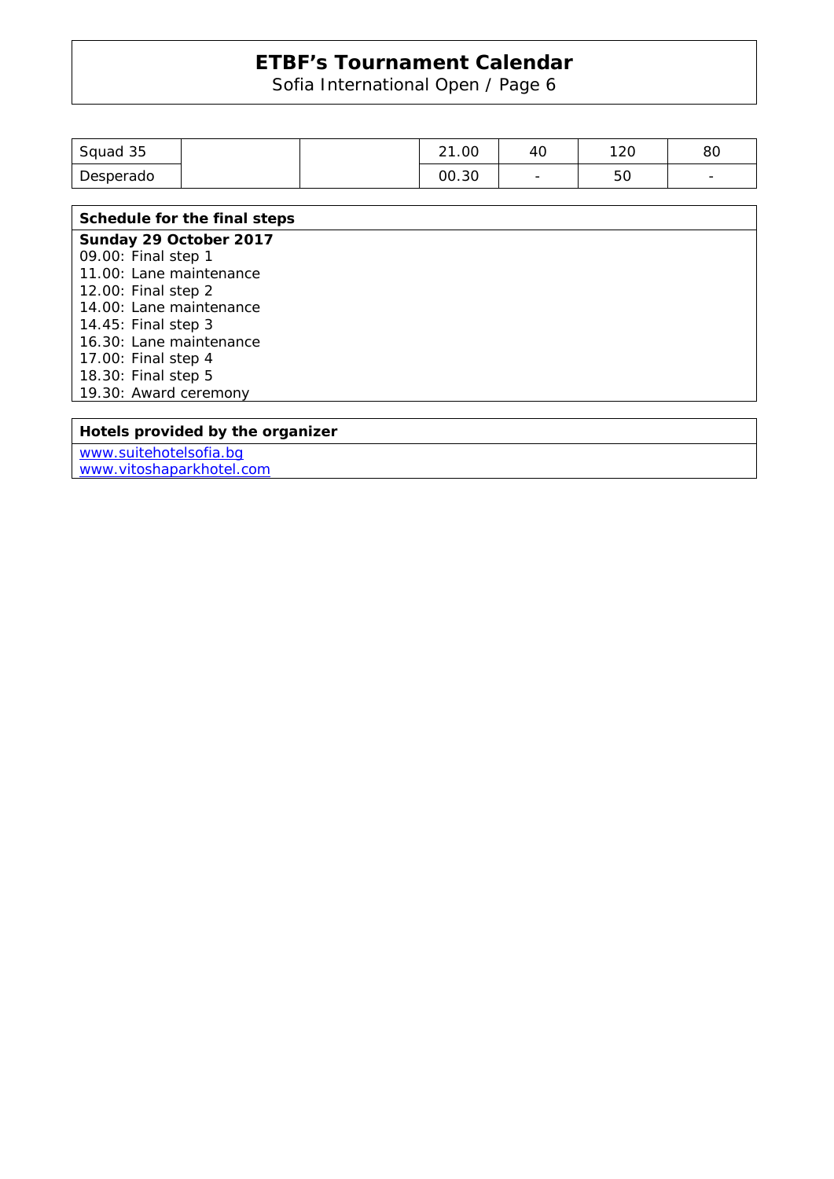| | | | | | | |
|---|---|---|---|---|---|---|
| Squad 35 | | | 21.00 | 40 | 120 | 80 |
| Desperado | | | 00.30 | - | 50 | - |

**Schedule for the final steps**

**Sunday 29 October 2017**
09.00: Final step 1
11.00: Lane maintenance
12.00: Final step 2
14.00: Lane maintenance
14.45: Final step 3
16.30: Lane maintenance
17.00: Final step 4
18.30: Final step 5
19.30: Award ceremony

**Hotels provided by the organizer**

www.suitehotelsofia.bg
www.vitoshaparkhotel.com